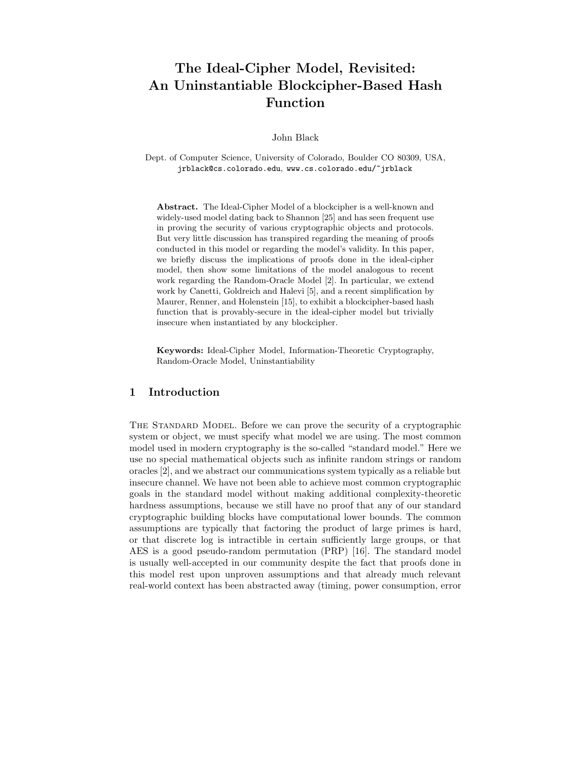# The Ideal-Cipher Model, Revisited: An Uninstantiable Blockcipher-Based Hash Function

John Black

Dept. of Computer Science, University of Colorado, Boulder CO 80309, USA,
jrblack@cs.colorado.edu, www.cs.colorado.edu/~jrblack

**Abstract.** The Ideal-Cipher Model of a blockcipher is a well-known and widely-used model dating back to Shannon [25] and has seen frequent use in proving the security of various cryptographic objects and protocols. But very little discussion has transpired regarding the meaning of proofs conducted in this model or regarding the model's validity. In this paper, we briefly discuss the implications of proofs done in the ideal-cipher model, then show some limitations of the model analogous to recent work regarding the Random-Oracle Model [2]. In particular, we extend work by Canetti, Goldreich and Halevi [5], and a recent simplification by Maurer, Renner, and Holenstein [15], to exhibit a blockcipher-based hash function that is provably-secure in the ideal-cipher model but trivially insecure when instantiated by any blockcipher.

**Keywords:** Ideal-Cipher Model, Information-Theoretic Cryptography, Random-Oracle Model, Uninstantiability

## 1 Introduction

The Standard Model. Before we can prove the security of a cryptographic system or object, we must specify what model we are using. The most common model used in modern cryptography is the so-called "standard model." Here we use no special mathematical objects such as infinite random strings or random oracles [2], and we abstract our communications system typically as a reliable but insecure channel. We have not been able to achieve most common cryptographic goals in the standard model without making additional complexity-theoretic hardness assumptions, because we still have no proof that any of our standard cryptographic building blocks have computational lower bounds. The common assumptions are typically that factoring the product of large primes is hard, or that discrete log is intractible in certain sufficiently large groups, or that AES is a good pseudo-random permutation (PRP) [16]. The standard model is usually well-accepted in our community despite the fact that proofs done in this model rest upon unproven assumptions and that already much relevant real-world context has been abstracted away (timing, power consumption, error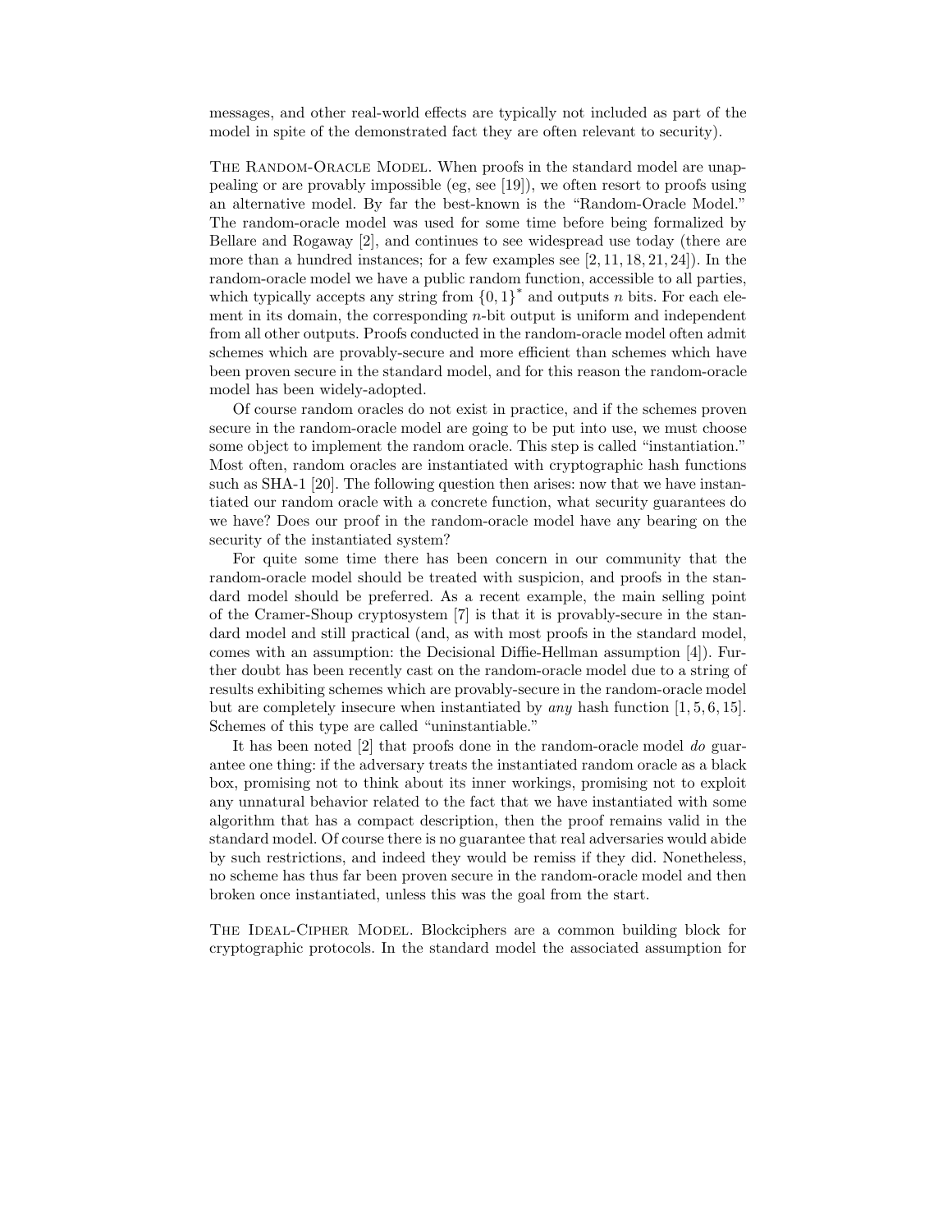messages, and other real-world effects are typically not included as part of the model in spite of the demonstrated fact they are often relevant to security).

**The Random-Oracle Model.** When proofs in the standard model are unappealing or are provably impossible (eg, see [19]), we often resort to proofs using an alternative model. By far the best-known is the "Random-Oracle Model." The random-oracle model was used for some time before being formalized by Bellare and Rogaway [2], and continues to see widespread use today (there are more than a hundred instances; for a few examples see [2, 11, 18, 21, 24]). In the random-oracle model we have a public random function, accessible to all parties, which typically accepts any string from $\{0,1\}^*$ and outputs $n$ bits. For each element in its domain, the corresponding $n$-bit output is uniform and independent from all other outputs. Proofs conducted in the random-oracle model often admit schemes which are provably-secure and more efficient than schemes which have been proven secure in the standard model, and for this reason the random-oracle model has been widely-adopted.

Of course random oracles do not exist in practice, and if the schemes proven secure in the random-oracle model are going to be put into use, we must choose some object to implement the random oracle. This step is called "instantiation." Most often, random oracles are instantiated with cryptographic hash functions such as SHA-1 [20]. The following question then arises: now that we have instantiated our random oracle with a concrete function, what security guarantees do we have? Does our proof in the random-oracle model have any bearing on the security of the instantiated system?

For quite some time there has been concern in our community that the random-oracle model should be treated with suspicion, and proofs in the standard model should be preferred. As a recent example, the main selling point of the Cramer-Shoup cryptosystem [7] is that it is provably-secure in the standard model and still practical (and, as with most proofs in the standard model, comes with an assumption: the Decisional Diffie-Hellman assumption [4]). Further doubt has been recently cast on the random-oracle model due to a string of results exhibiting schemes which are provably-secure in the random-oracle model but are completely insecure when instantiated by *any* hash function [1, 5, 6, 15]. Schemes of this type are called "uninstantiable."

It has been noted [2] that proofs done in the random-oracle model *do* guarantee one thing: if the adversary treats the instantiated random oracle as a black box, promising not to think about its inner workings, promising not to exploit any unnatural behavior related to the fact that we have instantiated with some algorithm that has a compact description, then the proof remains valid in the standard model. Of course there is no guarantee that real adversaries would abide by such restrictions, and indeed they would be remiss if they did. Nonetheless, no scheme has thus far been proven secure in the random-oracle model and then broken once instantiated, unless this was the goal from the start.

**The Ideal-Cipher Model.** Blockciphers are a common building block for cryptographic protocols. In the standard model the associated assumption for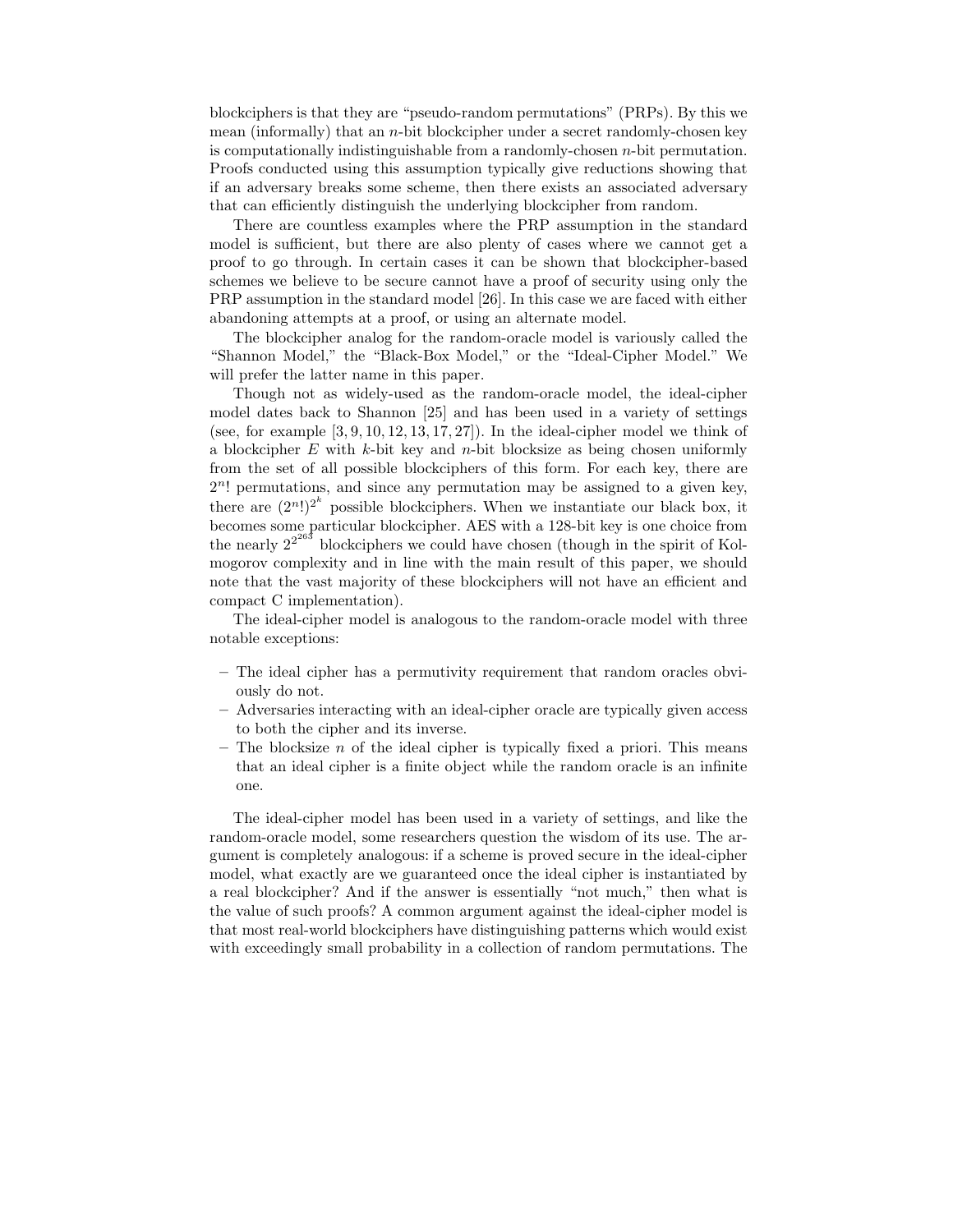blockciphers is that they are "pseudo-random permutations" (PRPs). By this we mean (informally) that an $n$-bit blockcipher under a secret randomly-chosen key is computationally indistinguishable from a randomly-chosen $n$-bit permutation. Proofs conducted using this assumption typically give reductions showing that if an adversary breaks some scheme, then there exists an associated adversary that can efficiently distinguish the underlying blockcipher from random.

There are countless examples where the PRP assumption in the standard model is sufficient, but there are also plenty of cases where we cannot get a proof to go through. In certain cases it can be shown that blockcipher-based schemes we believe to be secure cannot have a proof of security using only the PRP assumption in the standard model [26]. In this case we are faced with either abandoning attempts at a proof, or using an alternate model.

The blockcipher analog for the random-oracle model is variously called the "Shannon Model," the "Black-Box Model," or the "Ideal-Cipher Model." We will prefer the latter name in this paper.

Though not as widely-used as the random-oracle model, the ideal-cipher model dates back to Shannon [25] and has been used in a variety of settings (see, for example [3, 9, 10, 12, 13, 17, 27]). In the ideal-cipher model we think of a blockcipher $E$ with $k$-bit key and $n$-bit blocksize as being chosen uniformly from the set of all possible blockciphers of this form. For each key, there are $2^n!$ permutations, and since any permutation may be assigned to a given key, there are $(2^n!)^{2^k}$ possible blockciphers. When we instantiate our black box, it becomes some particular blockcipher. AES with a 128-bit key is one choice from the nearly $2^{2^{263}}$ blockciphers we could have chosen (though in the spirit of Kolmogorov complexity and in line with the main result of this paper, we should note that the vast majority of these blockciphers will not have an efficient and compact C implementation).

The ideal-cipher model is analogous to the random-oracle model with three notable exceptions:

– The ideal cipher has a permutivity requirement that random oracles obviously do not.
– Adversaries interacting with an ideal-cipher oracle are typically given access to both the cipher and its inverse.
– The blocksize $n$ of the ideal cipher is typically fixed a priori. This means that an ideal cipher is a finite object while the random oracle is an infinite one.

The ideal-cipher model has been used in a variety of settings, and like the random-oracle model, some researchers question the wisdom of its use. The argument is completely analogous: if a scheme is proved secure in the ideal-cipher model, what exactly are we guaranteed once the ideal cipher is instantiated by a real blockcipher? And if the answer is essentially "not much," then what is the value of such proofs? A common argument against the ideal-cipher model is that most real-world blockciphers have distinguishing patterns which would exist with exceedingly small probability in a collection of random permutations. The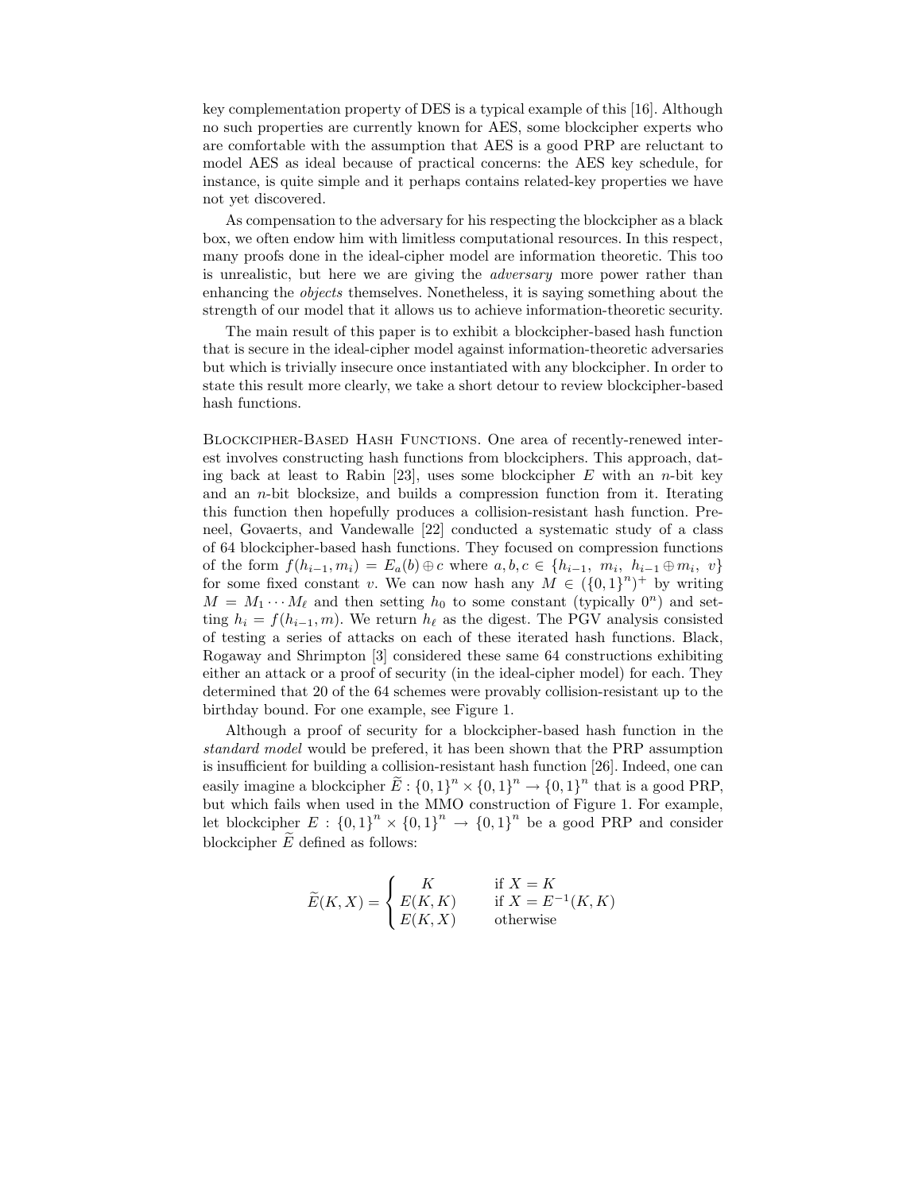key complementation property of DES is a typical example of this [16]. Although no such properties are currently known for AES, some blockcipher experts who are comfortable with the assumption that AES is a good PRP are reluctant to model AES as ideal because of practical concerns: the AES key schedule, for instance, is quite simple and it perhaps contains related-key properties we have not yet discovered.

As compensation to the adversary for his respecting the blockcipher as a black box, we often endow him with limitless computational resources. In this respect, many proofs done in the ideal-cipher model are information theoretic. This too is unrealistic, but here we are giving the *adversary* more power rather than enhancing the *objects* themselves. Nonetheless, it is saying something about the strength of our model that it allows us to achieve information-theoretic security.

The main result of this paper is to exhibit a blockcipher-based hash function that is secure in the ideal-cipher model against information-theoretic adversaries but which is trivially insecure once instantiated with any blockcipher. In order to state this result more clearly, we take a short detour to review blockcipher-based hash functions.

Blockcipher-Based Hash Functions. One area of recently-renewed interest involves constructing hash functions from blockciphers. This approach, dating back at least to Rabin [23], uses some blockcipher $E$ with an $n$-bit key and an $n$-bit blocksize, and builds a compression function from it. Iterating this function then hopefully produces a collision-resistant hash function. Preneel, Govaerts, and Vandewalle [22] conducted a systematic study of a class of 64 blockcipher-based hash functions. They focused on compression functions of the form $f(h_{i-1}, m_i) = E_a(b) \oplus c$ where $a, b, c \in \{h_{i-1},\ m_i,\ h_{i-1} \oplus m_i,\ v\}$ for some fixed constant $v$. We can now hash any $M \in (\{0,1\}^n)^+$ by writing $M = M_1 \cdots M_\ell$ and then setting $h_0$ to some constant (typically $0^n$) and setting $h_i = f(h_{i-1}, m)$. We return $h_\ell$ as the digest. The PGV analysis consisted of testing a series of attacks on each of these iterated hash functions. Black, Rogaway and Shrimpton [3] considered these same 64 constructions exhibiting either an attack or a proof of security (in the ideal-cipher model) for each. They determined that 20 of the 64 schemes were provably collision-resistant up to the birthday bound. For one example, see Figure 1.

Although a proof of security for a blockcipher-based hash function in the *standard model* would be prefered, it has been shown that the PRP assumption is insufficient for building a collision-resistant hash function [26]. Indeed, one can easily imagine a blockcipher $\widetilde{E} : \{0,1\}^n \times \{0,1\}^n \to \{0,1\}^n$ that is a good PRP, but which fails when used in the MMO construction of Figure 1. For example, let blockcipher $E : \{0,1\}^n \times \{0,1\}^n \to \{0,1\}^n$ be a good PRP and consider blockcipher $\widetilde{E}$ defined as follows:

$$\widetilde{E}(K, X) = \begin{cases} K & \text{if } X = K \\ E(K, K) & \text{if } X = E^{-1}(K, K) \\ E(K, X) & \text{otherwise} \end{cases}$$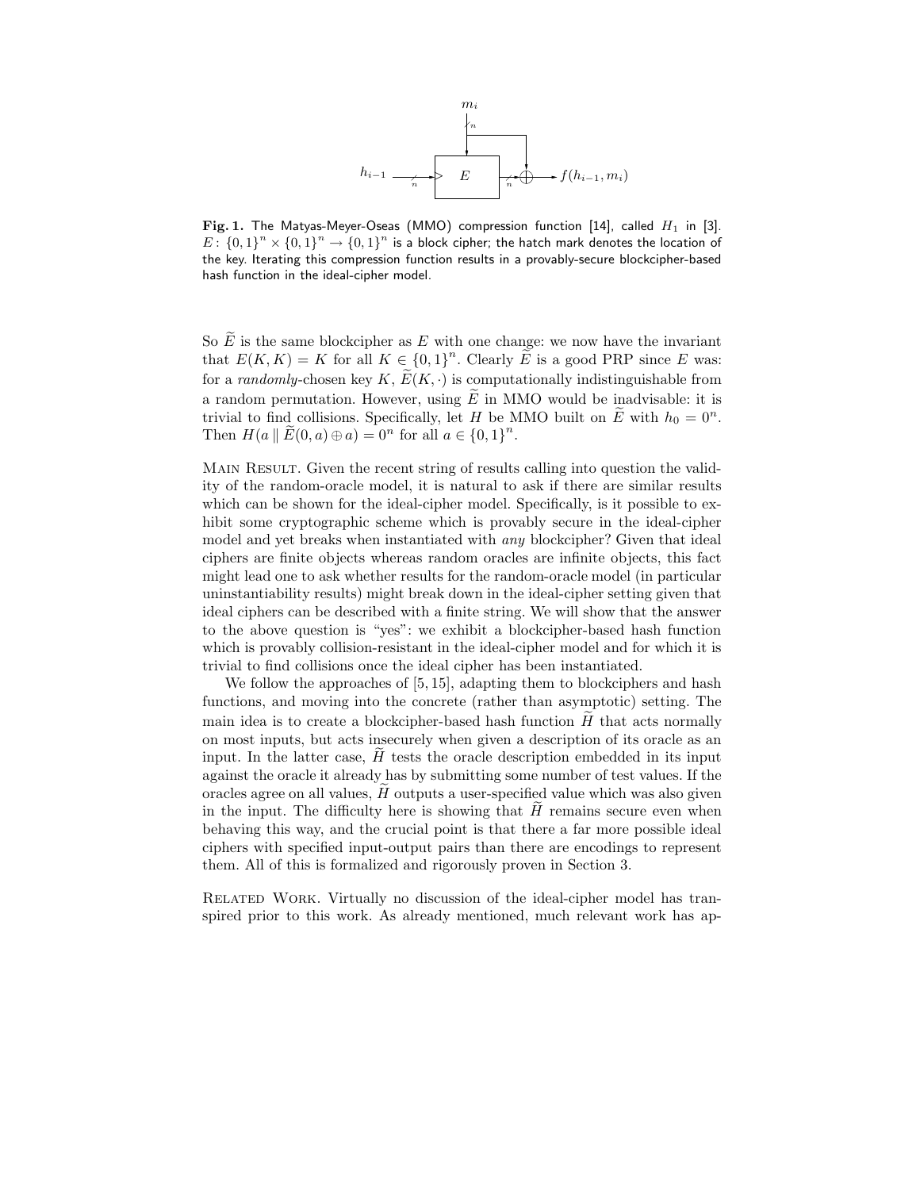$m_i$

$h_{i-1}$

$E$

$f(h_{i-1}, m_i)$

**Fig. 1.** The Matyas-Meyer-Oseas (MMO) compression function [14], called $H_1$ in [3]. $E\colon \{0,1\}^n \times \{0,1\}^n \to \{0,1\}^n$ is a block cipher; the hatch mark denotes the location of the key. Iterating this compression function results in a provably-secure blockcipher-based hash function in the ideal-cipher model.

So $\widetilde{E}$ is the same blockcipher as $E$ with one change: we now have the invariant that $E(K, K) = K$ for all $K \in \{0,1\}^n$. Clearly $\widetilde{E}$ is a good PRP since $E$ was: for a *randomly*-chosen key $K$, $\widetilde{E}(K, \cdot)$ is computationally indistinguishable from a random permutation. However, using $\widetilde{E}$ in MMO would be inadvisable: it is trivial to find collisions. Specifically, let $H$ be MMO built on $\widetilde{E}$ with $h_0 = 0^n$. Then $H(a \,\|\, \widetilde{E}(0, a) \oplus a) = 0^n$ for all $a \in \{0,1\}^n$.

Main Result. Given the recent string of results calling into question the validity of the random-oracle model, it is natural to ask if there are similar results which can be shown for the ideal-cipher model. Specifically, is it possible to exhibit some cryptographic scheme which is provably secure in the ideal-cipher model and yet breaks when instantiated with *any* blockcipher? Given that ideal ciphers are finite objects whereas random oracles are infinite objects, this fact might lead one to ask whether results for the random-oracle model (in particular uninstantiability results) might break down in the ideal-cipher setting given that ideal ciphers can be described with a finite string. We will show that the answer to the above question is "yes": we exhibit a blockcipher-based hash function which is provably collision-resistant in the ideal-cipher model and for which it is trivial to find collisions once the ideal cipher has been instantiated.

We follow the approaches of [5, 15], adapting them to blockciphers and hash functions, and moving into the concrete (rather than asymptotic) setting. The main idea is to create a blockcipher-based hash function $\widetilde{H}$ that acts normally on most inputs, but acts insecurely when given a description of its oracle as an input. In the latter case, $\widetilde{H}$ tests the oracle description embedded in its input against the oracle it already has by submitting some number of test values. If the oracles agree on all values, $\widetilde{H}$ outputs a user-specified value which was also given in the input. The difficulty here is showing that $\widetilde{H}$ remains secure even when behaving this way, and the crucial point is that there a far more possible ideal ciphers with specified input-output pairs than there are encodings to represent them. All of this is formalized and rigorously proven in Section 3.

Related Work. Virtually no discussion of the ideal-cipher model has transpired prior to this work. As already mentioned, much relevant work has ap-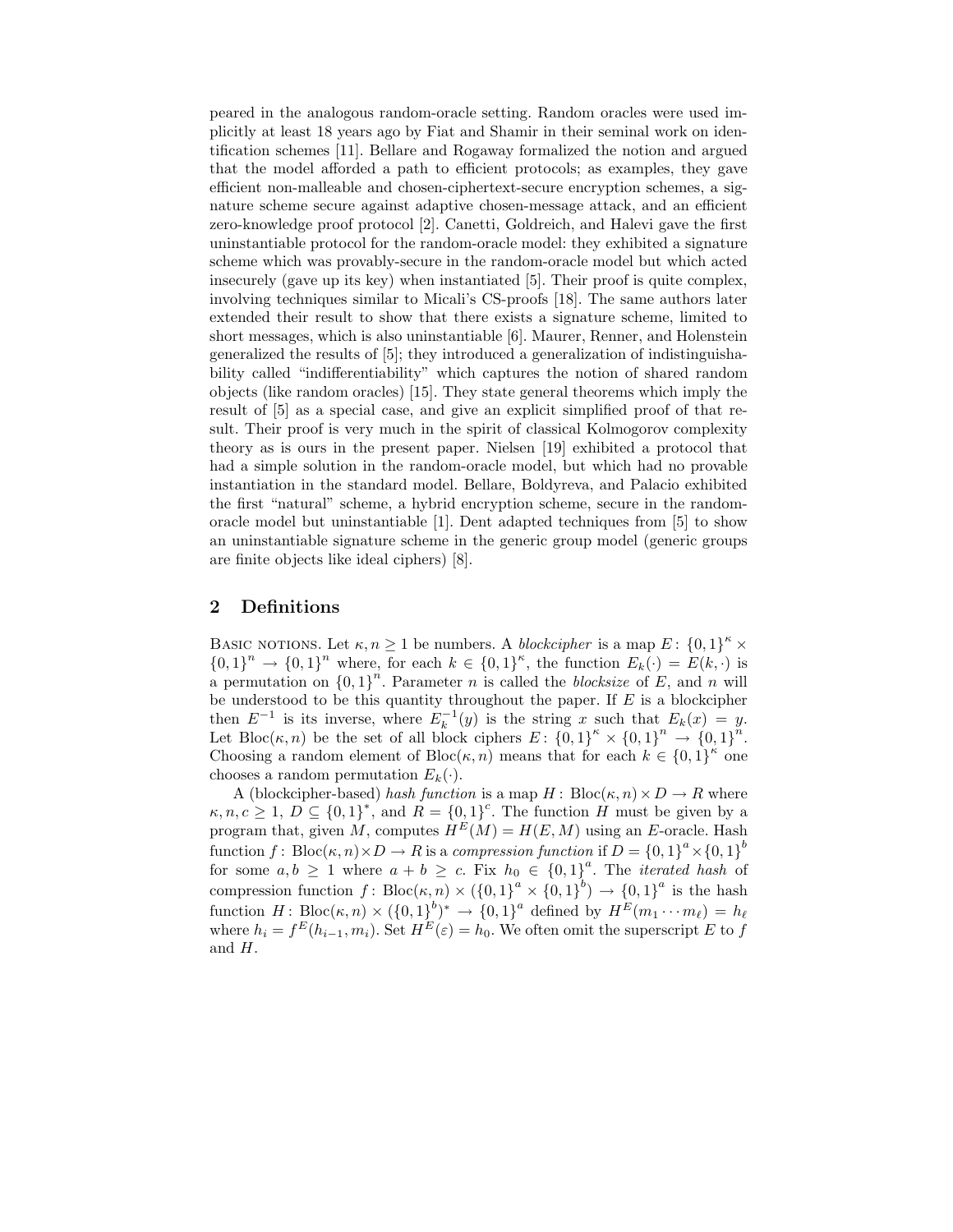peared in the analogous random-oracle setting. Random oracles were used implicitly at least 18 years ago by Fiat and Shamir in their seminal work on identification schemes [11]. Bellare and Rogaway formalized the notion and argued that the model afforded a path to efficient protocols; as examples, they gave efficient non-malleable and chosen-ciphertext-secure encryption schemes, a signature scheme secure against adaptive chosen-message attack, and an efficient zero-knowledge proof protocol [2]. Canetti, Goldreich, and Halevi gave the first uninstantiable protocol for the random-oracle model: they exhibited a signature scheme which was provably-secure in the random-oracle model but which acted insecurely (gave up its key) when instantiated [5]. Their proof is quite complex, involving techniques similar to Micali's CS-proofs [18]. The same authors later extended their result to show that there exists a signature scheme, limited to short messages, which is also uninstantiable [6]. Maurer, Renner, and Holenstein generalized the results of [5]; they introduced a generalization of indistinguishability called "indifferentiability" which captures the notion of shared random objects (like random oracles) [15]. They state general theorems which imply the result of [5] as a special case, and give an explicit simplified proof of that result. Their proof is very much in the spirit of classical Kolmogorov complexity theory as is ours in the present paper. Nielsen [19] exhibited a protocol that had a simple solution in the random-oracle model, but which had no provable instantiation in the standard model. Bellare, Boldyreva, and Palacio exhibited the first "natural" scheme, a hybrid encryption scheme, secure in the random-oracle model but uninstantiable [1]. Dent adapted techniques from [5] to show an uninstantiable signature scheme in the generic group model (generic groups are finite objects like ideal ciphers) [8].

## 2 Definitions

Basic notions. Let $\kappa, n \geq 1$ be numbers. A *blockcipher* is a map $E\colon \{0,1\}^\kappa \times \{0,1\}^n \to \{0,1\}^n$ where, for each $k \in \{0,1\}^\kappa$, the function $E_k(\cdot) = E(k, \cdot)$ is a permutation on $\{0,1\}^n$. Parameter $n$ is called the *blocksize* of $E$, and $n$ will be understood to be this quantity throughout the paper. If $E$ is a blockcipher then $E^{-1}$ is its inverse, where $E_k^{-1}(y)$ is the string $x$ such that $E_k(x) = y$. Let $\mathrm{Bloc}(\kappa, n)$ be the set of all block ciphers $E\colon \{0,1\}^\kappa \times \{0,1\}^n \to \{0,1\}^n$. Choosing a random element of $\mathrm{Bloc}(\kappa, n)$ means that for each $k \in \{0,1\}^\kappa$ one chooses a random permutation $E_k(\cdot)$.

A (blockcipher-based) *hash function* is a map $H: \mathrm{Bloc}(\kappa, n) \times D \to R$ where $\kappa, n, c \geq 1$, $D \subseteq \{0,1\}^*$, and $R = \{0,1\}^c$. The function $H$ must be given by a program that, given $M$, computes $H^E(M) = H(E, M)$ using an $E$-oracle. Hash function $f: \mathrm{Bloc}(\kappa, n) \times D \to R$ is a *compression function* if $D = \{0,1\}^a \times \{0,1\}^b$ for some $a, b \geq 1$ where $a + b \geq c$. Fix $h_0 \in \{0,1\}^a$. The *iterated hash* of compression function $f\colon \mathrm{Bloc}(\kappa, n) \times (\{0,1\}^a \times \{0,1\}^b) \to \{0,1\}^a$ is the hash function $H\colon \mathrm{Bloc}(\kappa, n) \times (\{0,1\}^b)^* \to \{0,1\}^a$ defined by $H^E(m_1 \cdots m_\ell) = h_\ell$ where $h_i = f^E(h_{i-1}, m_i)$. Set $H^E(\varepsilon) = h_0$. We often omit the superscript $E$ to $f$ and $H$.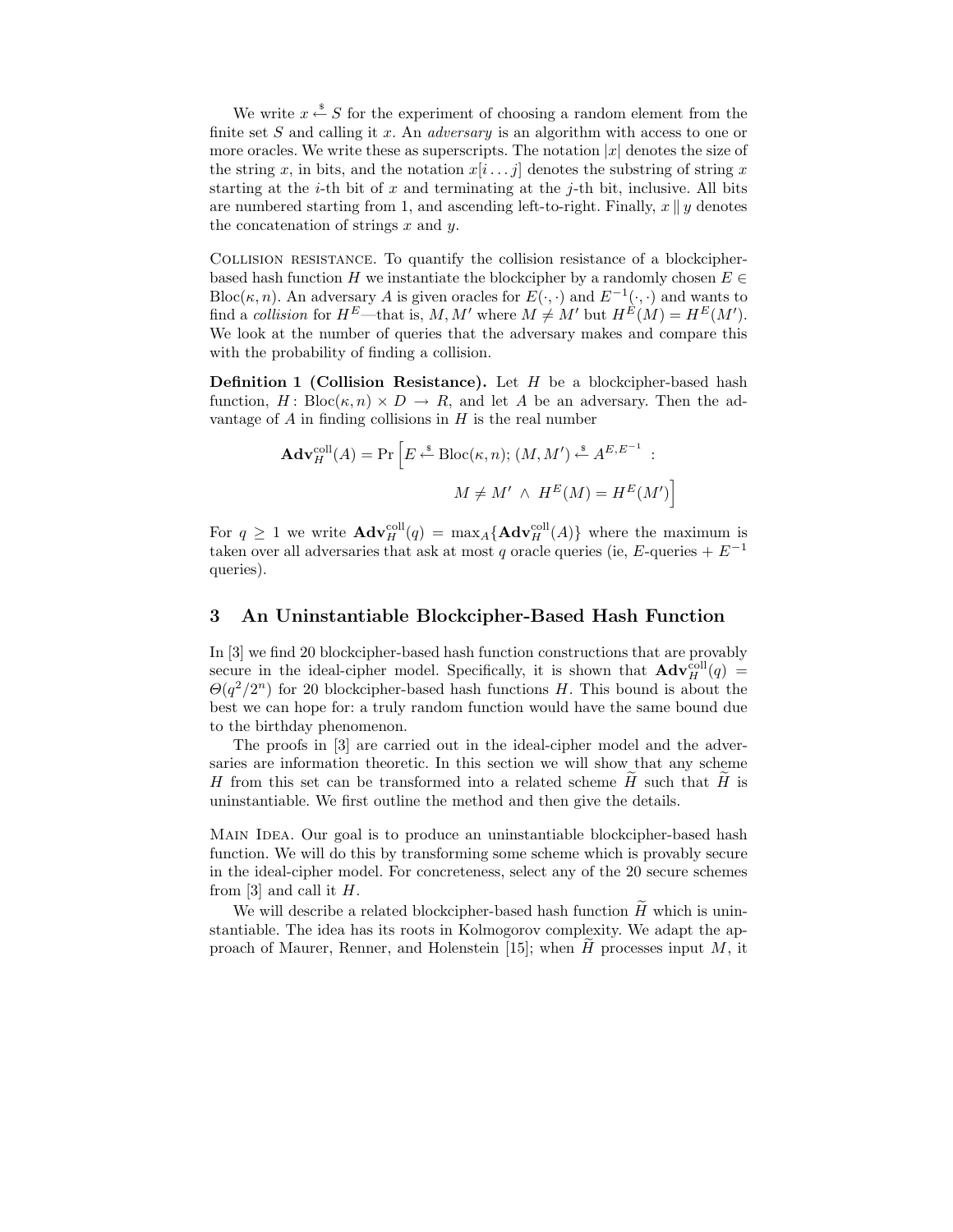We write $x \stackrel{\$}{\leftarrow} S$ for the experiment of choosing a random element from the finite set $S$ and calling it $x$. An *adversary* is an algorithm with access to one or more oracles. We write these as superscripts. The notation $|x|$ denotes the size of the string $x$, in bits, and the notation $x[i \ldots j]$ denotes the substring of string $x$ starting at the $i$-th bit of $x$ and terminating at the $j$-th bit, inclusive. All bits are numbered starting from 1, and ascending left-to-right. Finally, $x \,\|\, y$ denotes the concatenation of strings $x$ and $y$.

Collision resistance. To quantify the collision resistance of a blockcipher-based hash function $H$ we instantiate the blockcipher by a randomly chosen $E \in \text{Bloc}(\kappa, n)$. An adversary $A$ is given oracles for $E(\cdot,\cdot)$ and $E^{-1}(\cdot,\cdot)$ and wants to find a *collision* for $H^E$—that is, $M, M'$ where $M \neq M'$ but $H^E(M) = H^E(M')$. We look at the number of queries that the adversary makes and compare this with the probability of finding a collision.

**Definition 1 (Collision Resistance).** Let $H$ be a blockcipher-based hash function, $H\colon \text{Bloc}(\kappa, n) \times D \rightarrow R$, and let $A$ be an adversary. Then the advantage of $A$ in finding collisions in $H$ is the real number

$$\mathbf{Adv}_H^{\text{coll}}(A) = \Pr\Big[E \stackrel{\$}{\leftarrow} \text{Bloc}(\kappa, n);\, (M, M') \stackrel{\$}{\leftarrow} A^{E,E^{-1}} :\\ M \neq M' \,\wedge\, H^E(M) = H^E(M')\Big]$$

For $q \geq 1$ we write $\mathbf{Adv}_H^{\text{coll}}(q) = \max_A\{\mathbf{Adv}_H^{\text{coll}}(A)\}$ where the maximum is taken over all adversaries that ask at most $q$ oracle queries (ie, $E$-queries + $E^{-1}$ queries).

## 3 An Uninstantiable Blockcipher-Based Hash Function

In [3] we find 20 blockcipher-based hash function constructions that are provably secure in the ideal-cipher model. Specifically, it is shown that $\mathbf{Adv}_H^{\text{coll}}(q) = \Theta(q^2/2^n)$ for 20 blockcipher-based hash functions $H$. This bound is about the best we can hope for: a truly random function would have the same bound due to the birthday phenomenon.

The proofs in [3] are carried out in the ideal-cipher model and the adversaries are information theoretic. In this section we will show that any scheme $H$ from this set can be transformed into a related scheme $\widetilde{H}$ such that $\widetilde{H}$ is uninstantiable. We first outline the method and then give the details.

Main Idea. Our goal is to produce an uninstantiable blockcipher-based hash function. We will do this by transforming some scheme which is provably secure in the ideal-cipher model. For concreteness, select any of the 20 secure schemes from [3] and call it $H$.

We will describe a related blockcipher-based hash function $\widetilde{H}$ which is uninstantiable. The idea has its roots in Kolmogorov complexity. We adapt the approach of Maurer, Renner, and Holenstein [15]; when $\widetilde{H}$ processes input $M$, it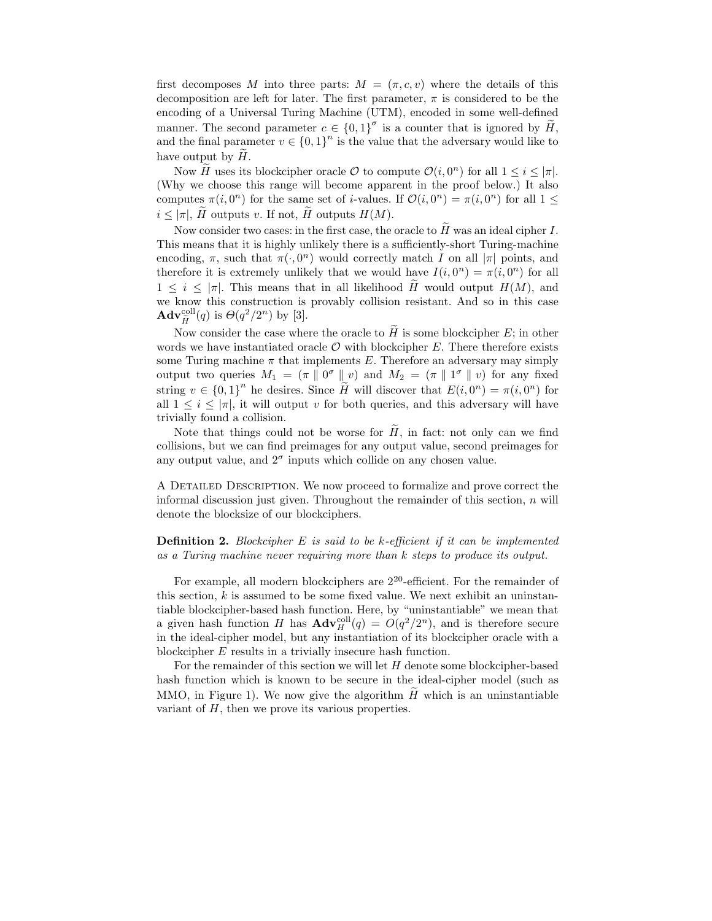first decomposes $M$ into three parts: $M = (\pi, c, v)$ where the details of this decomposition are left for later. The first parameter, $\pi$ is considered to be the encoding of a Universal Turing Machine (UTM), encoded in some well-defined manner. The second parameter $c \in \{0,1\}^\sigma$ is a counter that is ignored by $\widetilde{H}$, and the final parameter $v \in \{0,1\}^n$ is the value that the adversary would like to have output by $\widetilde{H}$.

Now $\widetilde{H}$ uses its blockcipher oracle $\mathcal{O}$ to compute $\mathcal{O}(i, 0^n)$ for all $1 \le i \le |\pi|$. (Why we choose this range will become apparent in the proof below.) It also computes $\pi(i, 0^n)$ for the same set of $i$-values. If $\mathcal{O}(i, 0^n) = \pi(i, 0^n)$ for all $1 \le i \le |\pi|$, $\widetilde{H}$ outputs $v$. If not, $\widetilde{H}$ outputs $H(M)$.

Now consider two cases: in the first case, the oracle to $\widetilde{H}$ was an ideal cipher $I$. This means that it is highly unlikely there is a sufficiently-short Turing-machine encoding, $\pi$, such that $\pi(\cdot, 0^n)$ would correctly match $I$ on all $|\pi|$ points, and therefore it is extremely unlikely that we would have $I(i, 0^n) = \pi(i, 0^n)$ for all $1 \le i \le |\pi|$. This means that in all likelihood $\widetilde{H}$ would output $H(M)$, and we know this construction is provably collision resistant. And so in this case $\mathbf{Adv}^{\text{coll}}_{\widetilde{H}}(q)$ is $\Theta(q^2/2^n)$ by [3].

Now consider the case where the oracle to $\widetilde{H}$ is some blockcipher $E$; in other words we have instantiated oracle $\mathcal{O}$ with blockcipher $E$. There therefore exists some Turing machine $\pi$ that implements $E$. Therefore an adversary may simply output two queries $M_1 = (\pi \parallel 0^\sigma \parallel v)$ and $M_2 = (\pi \parallel 1^\sigma \parallel v)$ for any fixed string $v \in \{0,1\}^n$ he desires. Since $\widetilde{H}$ will discover that $E(i, 0^n) = \pi(i, 0^n)$ for all $1 \le i \le |\pi|$, it will output $v$ for both queries, and this adversary will have trivially found a collision.

Note that things could not be worse for $\widetilde{H}$, in fact: not only can we find collisions, but we can find preimages for any output value, second preimages for any output value, and $2^\sigma$ inputs which collide on any chosen value.

A Detailed Description. We now proceed to formalize and prove correct the informal discussion just given. Throughout the remainder of this section, $n$ will denote the blocksize of our blockciphers.

**Definition 2.** *Blockcipher $E$ is said to be $k$-efficient if it can be implemented as a Turing machine never requiring more than $k$ steps to produce its output.*

For example, all modern blockciphers are $2^{20}$-efficient. For the remainder of this section, $k$ is assumed to be some fixed value. We next exhibit an uninstantiable blockcipher-based hash function. Here, by "uninstantiable" we mean that a given hash function $H$ has $\mathbf{Adv}^{\text{coll}}_{H}(q) = O(q^2/2^n)$, and is therefore secure in the ideal-cipher model, but any instantiation of its blockcipher oracle with a blockcipher $E$ results in a trivially insecure hash function.

For the remainder of this section we will let $H$ denote some blockcipher-based hash function which is known to be secure in the ideal-cipher model (such as MMO, in Figure 1). We now give the algorithm $\widetilde{H}$ which is an uninstantiable variant of $H$, then we prove its various properties.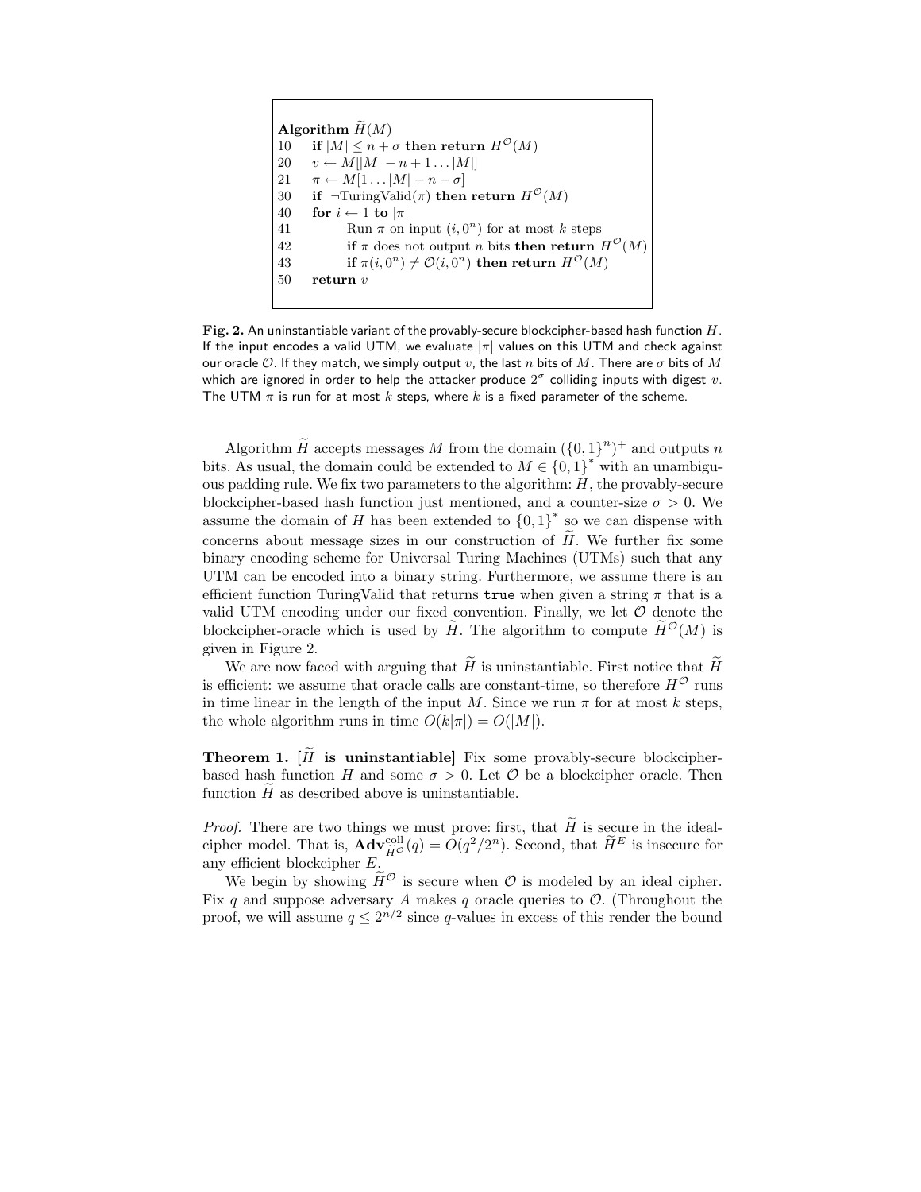```
Algorithm H̃(M)
10   if |M| ≤ n + σ then return H^O(M)
20   v ← M[|M| − n + 1 ... |M|]
21   π ← M[1 ... |M| − n − σ]
30   if ¬TuringValid(π) then return H^O(M)
40   for i ← 1 to |π|
41        Run π on input (i, 0^n) for at most k steps
42        if π does not output n bits then return H^O(M)
43        if π(i, 0^n) ≠ O(i, 0^n) then return H^O(M)
50   return v
```

**Fig. 2.** An uninstantiable variant of the provably-secure blockcipher-based hash function $H$. If the input encodes a valid UTM, we evaluate $|\pi|$ values on this UTM and check against our oracle $\mathcal{O}$. If they match, we simply output $v$, the last $n$ bits of $M$. There are $\sigma$ bits of $M$ which are ignored in order to help the attacker produce $2^\sigma$ colliding inputs with digest $v$. The UTM $\pi$ is run for at most $k$ steps, where $k$ is a fixed parameter of the scheme.

Algorithm $\widetilde{H}$ accepts messages $M$ from the domain $(\{0,1\}^n)^+$ and outputs $n$ bits. As usual, the domain could be extended to $M \in \{0,1\}^*$ with an unambiguous padding rule. We fix two parameters to the algorithm: $H$, the provably-secure blockcipher-based hash function just mentioned, and a counter-size $\sigma > 0$. We assume the domain of $H$ has been extended to $\{0,1\}^*$ so we can dispense with concerns about message sizes in our construction of $\widetilde{H}$. We further fix some binary encoding scheme for Universal Turing Machines (UTMs) such that any UTM can be encoded into a binary string. Furthermore, we assume there is an efficient function TuringValid that returns `true` when given a string $\pi$ that is a valid UTM encoding under our fixed convention. Finally, we let $\mathcal{O}$ denote the blockcipher-oracle which is used by $\widetilde{H}$. The algorithm to compute $\widetilde{H}^{\mathcal{O}}(M)$ is given in Figure 2.

We are now faced with arguing that $\widetilde{H}$ is uninstantiable. First notice that $\widetilde{H}$ is efficient: we assume that oracle calls are constant-time, so therefore $H^{\mathcal{O}}$ runs in time linear in the length of the input $M$. Since we run $\pi$ for at most $k$ steps, the whole algorithm runs in time $O(k|\pi|) = O(|M|)$.

**Theorem 1.** [**$\widetilde{H}$ is uninstantiable**] Fix some provably-secure blockcipher-based hash function $H$ and some $\sigma > 0$. Let $\mathcal{O}$ be a blockcipher oracle. Then function $\widetilde{H}$ as described above is uninstantiable.

*Proof.* There are two things we must prove: first, that $\widetilde{H}$ is secure in the ideal-cipher model. That is, $\mathbf{Adv}^{\mathrm{coll}}_{\widetilde{H}^{\mathcal{O}}}(q) = O(q^2/2^n)$. Second, that $\widetilde{H}^E$ is insecure for any efficient blockcipher $E$.

We begin by showing $\widetilde{H}^{\mathcal{O}}$ is secure when $\mathcal{O}$ is modeled by an ideal cipher. Fix $q$ and suppose adversary $A$ makes $q$ oracle queries to $\mathcal{O}$. (Throughout the proof, we will assume $q \le 2^{n/2}$ since $q$-values in excess of this render the bound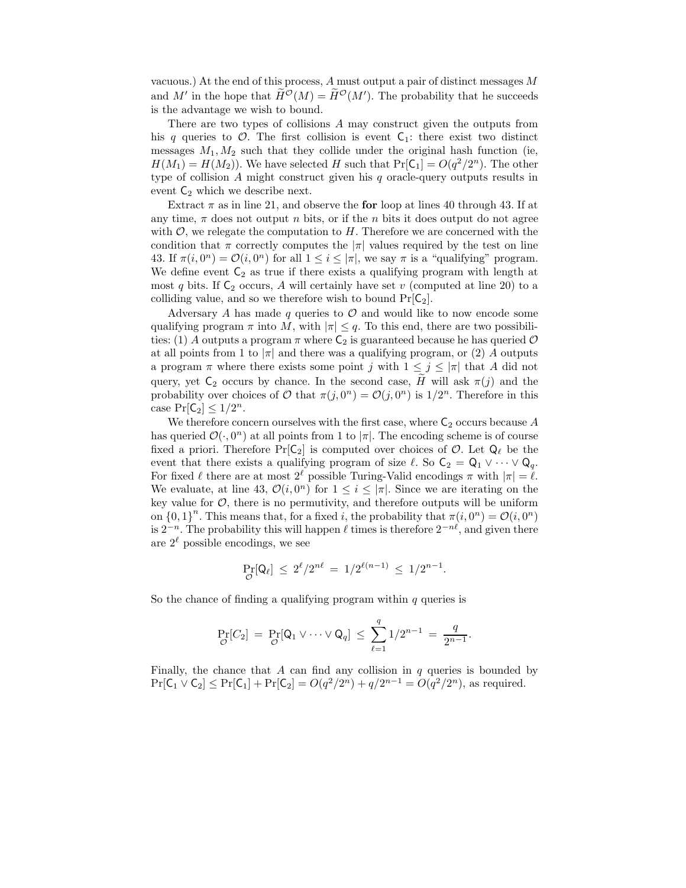vacuous.) At the end of this process, $A$ must output a pair of distinct messages $M$ and $M'$ in the hope that $\widetilde{H}^{\mathcal{O}}(M) = \widetilde{H}^{\mathcal{O}}(M')$. The probability that he succeeds is the advantage we wish to bound.

There are two types of collisions $A$ may construct given the outputs from his $q$ queries to $\mathcal{O}$. The first collision is event $\mathsf{C}_1$: there exist two distinct messages $M_1, M_2$ such that they collide under the original hash function (ie, $H(M_1) = H(M_2)$). We have selected $H$ such that $\Pr[\mathsf{C}_1] = O(q^2/2^n)$. The other type of collision $A$ might construct given his $q$ oracle-query outputs results in event $\mathsf{C}_2$ which we describe next.

Extract $\pi$ as in line 21, and observe the **for** loop at lines 40 through 43. If at any time, $\pi$ does not output $n$ bits, or if the $n$ bits it does output do not agree with $\mathcal{O}$, we relegate the computation to $H$. Therefore we are concerned with the condition that $\pi$ correctly computes the $|\pi|$ values required by the test on line 43. If $\pi(i, 0^n) = \mathcal{O}(i, 0^n)$ for all $1 \le i \le |\pi|$, we say $\pi$ is a "qualifying" program. We define event $\mathsf{C}_2$ as true if there exists a qualifying program with length at most $q$ bits. If $\mathsf{C}_2$ occurs, $A$ will certainly have set $v$ (computed at line 20) to a colliding value, and so we therefore wish to bound $\Pr[\mathsf{C}_2]$.

Adversary $A$ has made $q$ queries to $\mathcal{O}$ and would like to now encode some qualifying program $\pi$ into $M$, with $|\pi| \le q$. To this end, there are two possibilities: (1) $A$ outputs a program $\pi$ where $\mathsf{C}_2$ is guaranteed because he has queried $\mathcal{O}$ at all points from 1 to $|\pi|$ and there was a qualifying program, or (2) $A$ outputs a program $\pi$ where there exists some point $j$ with $1 \le j \le |\pi|$ that $A$ did not query, yet $\mathsf{C}_2$ occurs by chance. In the second case, $\widetilde{H}$ will ask $\pi(j)$ and the probability over choices of $\mathcal{O}$ that $\pi(j, 0^n) = \mathcal{O}(j, 0^n)$ is $1/2^n$. Therefore in this case $\Pr[\mathsf{C}_2] \le 1/2^n$.

We therefore concern ourselves with the first case, where $\mathsf{C}_2$ occurs because $A$ has queried $\mathcal{O}(\cdot, 0^n)$ at all points from 1 to $|\pi|$. The encoding scheme is of course fixed a priori. Therefore $\Pr[\mathsf{C}_2]$ is computed over choices of $\mathcal{O}$. Let $\mathsf{Q}_\ell$ be the event that there exists a qualifying program of size $\ell$. So $\mathsf{C}_2 = \mathsf{Q}_1 \vee \cdots \vee \mathsf{Q}_q$. For fixed $\ell$ there are at most $2^\ell$ possible Turing-Valid encodings $\pi$ with $|\pi| = \ell$. We evaluate, at line 43, $\mathcal{O}(i, 0^n)$ for $1 \le i \le |\pi|$. Since we are iterating on the key value for $\mathcal{O}$, there is no permutivity, and therefore outputs will be uniform on $\{0,1\}^n$. This means that, for a fixed $i$, the probability that $\pi(i, 0^n) = \mathcal{O}(i, 0^n)$ is $2^{-n}$. The probability this will happen $\ell$ times is therefore $2^{-n\ell}$, and given there are $2^\ell$ possible encodings, we see

$$\Pr_{\mathcal{O}}[\mathsf{Q}_\ell] \;\le\; 2^\ell / 2^{n\ell} \;=\; 1/2^{\ell(n-1)} \;\le\; 1/2^{n-1}.$$

So the chance of finding a qualifying program within $q$ queries is

$$\Pr_{\mathcal{O}}[C_2] \;=\; \Pr_{\mathcal{O}}[\mathsf{Q}_1 \vee \cdots \vee \mathsf{Q}_q] \;\le\; \sum_{\ell=1}^{q} 1/2^{n-1} \;=\; \frac{q}{2^{n-1}}.$$

Finally, the chance that $A$ can find any collision in $q$ queries is bounded by $\Pr[\mathsf{C}_1 \vee \mathsf{C}_2] \le \Pr[\mathsf{C}_1] + \Pr[\mathsf{C}_2] = O(q^2/2^n) + q/2^{n-1} = O(q^2/2^n)$, as required.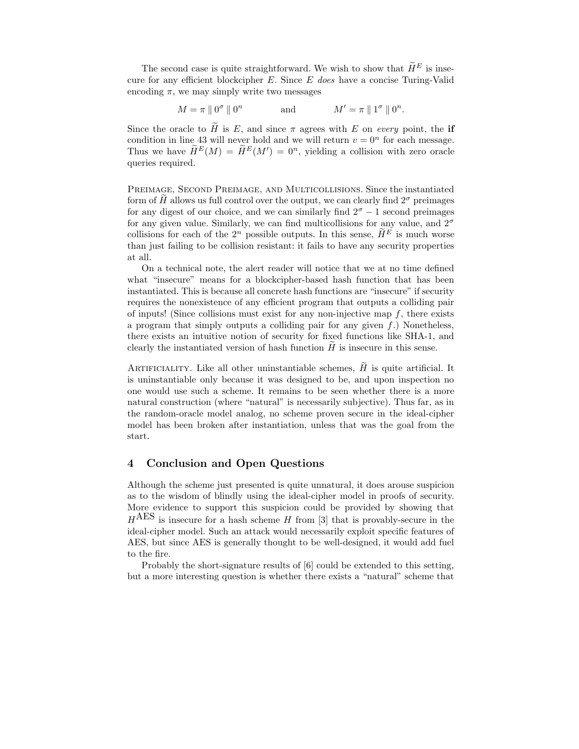The second case is quite straightforward. We wish to show that $\widetilde{H}^E$ is insecure for any efficient blockcipher $E$. Since $E$ *does* have a concise Turing-Valid encoding $\pi$, we may simply write two messages

$$M = \pi \parallel 0^\sigma \parallel 0^n \qquad \text{and} \qquad M' = \pi \parallel 1^\sigma \parallel 0^n.$$

Since the oracle to $\widetilde{H}$ is $E$, and since $\pi$ agrees with $E$ on *every* point, the **if** condition in line 43 will never hold and we will return $v = 0^n$ for each message. Thus we have $\widetilde{H}^E(M) = \widetilde{H}^E(M') = 0^n$, yielding a collision with zero oracle queries required.

Preimage, Second Preimage, and Multicollisions. Since the instantiated form of $\widetilde{H}$ allows us full control over the output, we can clearly find $2^\sigma$ preimages for any digest of our choice, and we can similarly find $2^\sigma - 1$ second preimages for any given value. Similarly, we can find multicollisions for any value, and $2^\sigma$ collisions for each of the $2^n$ possible outputs. In this sense, $\widetilde{H}^E$ is much worse than just failing to be collision resistant: it fails to have any security properties at all.

On a technical note, the alert reader will notice that we at no time defined what "insecure" means for a blockcipher-based hash function that has been instantiated. This is because all concrete hash functions are "insecure" if security requires the nonexistence of any efficient program that outputs a colliding pair of inputs! (Since collisions must exist for any non-injective map $f$, there exists a program that simply outputs a colliding pair for any given $f$.) Nonetheless, there exists an intuitive notion of security for fixed functions like SHA-1, and clearly the instantiated version of hash function $\widetilde{H}$ is insecure in this sense.

Artificiality. Like all other uninstantiable schemes, $\widetilde{H}$ is quite artificial. It is uninstantiable only because it was designed to be, and upon inspection no one would use such a scheme. It remains to be seen whether there is a more natural construction (where "natural" is necessarily subjective). Thus far, as in the random-oracle model analog, no scheme proven secure in the ideal-cipher model has been broken after instantiation, unless that was the goal from the start.

## 4 Conclusion and Open Questions

Although the scheme just presented is quite unnatural, it does arouse suspicion as to the wisdom of blindly using the ideal-cipher model in proofs of security. More evidence to support this suspicion could be provided by showing that $H^{\text{AES}}$ is insecure for a hash scheme $H$ from [3] that is provably-secure in the ideal-cipher model. Such an attack would necessarily exploit specific features of AES, but since AES is generally thought to be well-designed, it would add fuel to the fire.

Probably the short-signature results of [6] could be extended to this setting, but a more interesting question is whether there exists a "natural" scheme that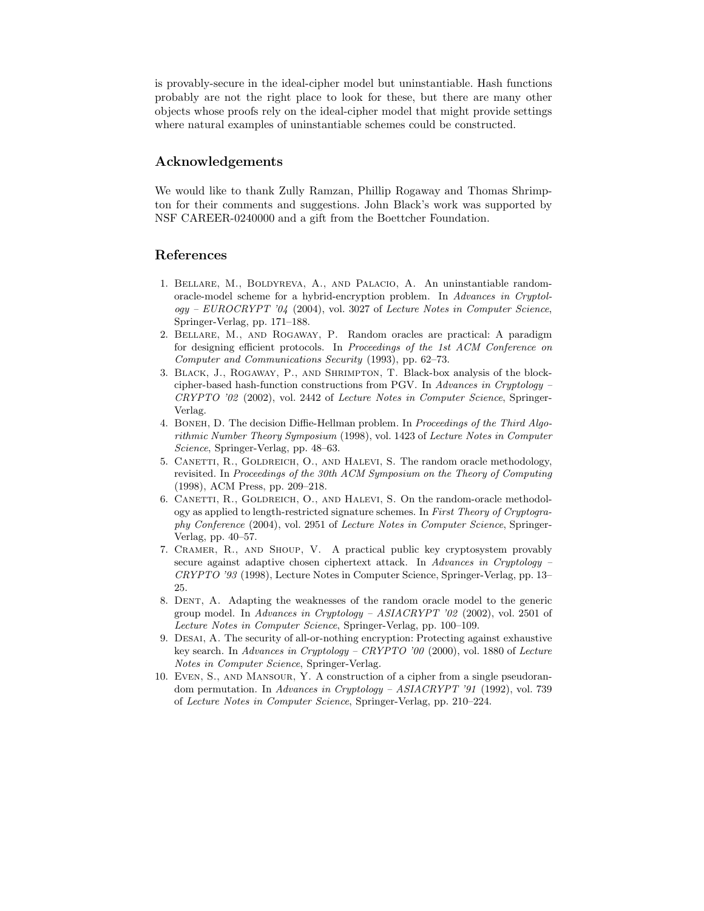is provably-secure in the ideal-cipher model but uninstantiable. Hash functions probably are not the right place to look for these, but there are many other objects whose proofs rely on the ideal-cipher model that might provide settings where natural examples of uninstantiable schemes could be constructed.

## Acknowledgements

We would like to thank Zully Ramzan, Phillip Rogaway and Thomas Shrimpton for their comments and suggestions. John Black's work was supported by NSF CAREER-0240000 and a gift from the Boettcher Foundation.

## References

1. Bellare, M., Boldyreva, A., and Palacio, A. An uninstantiable random-oracle-model scheme for a hybrid-encryption problem. In *Advances in Cryptology – EUROCRYPT '04* (2004), vol. 3027 of *Lecture Notes in Computer Science*, Springer-Verlag, pp. 171–188.
2. Bellare, M., and Rogaway, P. Random oracles are practical: A paradigm for designing efficient protocols. In *Proceedings of the 1st ACM Conference on Computer and Communications Security* (1993), pp. 62–73.
3. Black, J., Rogaway, P., and Shrimpton, T. Black-box analysis of the block-cipher-based hash-function constructions from PGV. In *Advances in Cryptology – CRYPTO '02* (2002), vol. 2442 of *Lecture Notes in Computer Science*, Springer-Verlag.
4. Boneh, D. The decision Diffie-Hellman problem. In *Proceedings of the Third Algorithmic Number Theory Symposium* (1998), vol. 1423 of *Lecture Notes in Computer Science*, Springer-Verlag, pp. 48–63.
5. Canetti, R., Goldreich, O., and Halevi, S. The random oracle methodology, revisited. In *Proceedings of the 30th ACM Symposium on the Theory of Computing* (1998), ACM Press, pp. 209–218.
6. Canetti, R., Goldreich, O., and Halevi, S. On the random-oracle methodology as applied to length-restricted signature schemes. In *First Theory of Cryptography Conference* (2004), vol. 2951 of *Lecture Notes in Computer Science*, Springer-Verlag, pp. 40–57.
7. Cramer, R., and Shoup, V. A practical public key cryptosystem provably secure against adaptive chosen ciphertext attack. In *Advances in Cryptology – CRYPTO '93* (1998), Lecture Notes in Computer Science, Springer-Verlag, pp. 13–25.
8. Dent, A. Adapting the weaknesses of the random oracle model to the generic group model. In *Advances in Cryptology – ASIACRYPT '02* (2002), vol. 2501 of *Lecture Notes in Computer Science*, Springer-Verlag, pp. 100–109.
9. Desai, A. The security of all-or-nothing encryption: Protecting against exhaustive key search. In *Advances in Cryptology – CRYPTO '00* (2000), vol. 1880 of *Lecture Notes in Computer Science*, Springer-Verlag.
10. Even, S., and Mansour, Y. A construction of a cipher from a single pseudorandom permutation. In *Advances in Cryptology – ASIACRYPT '91* (1992), vol. 739 of *Lecture Notes in Computer Science*, Springer-Verlag, pp. 210–224.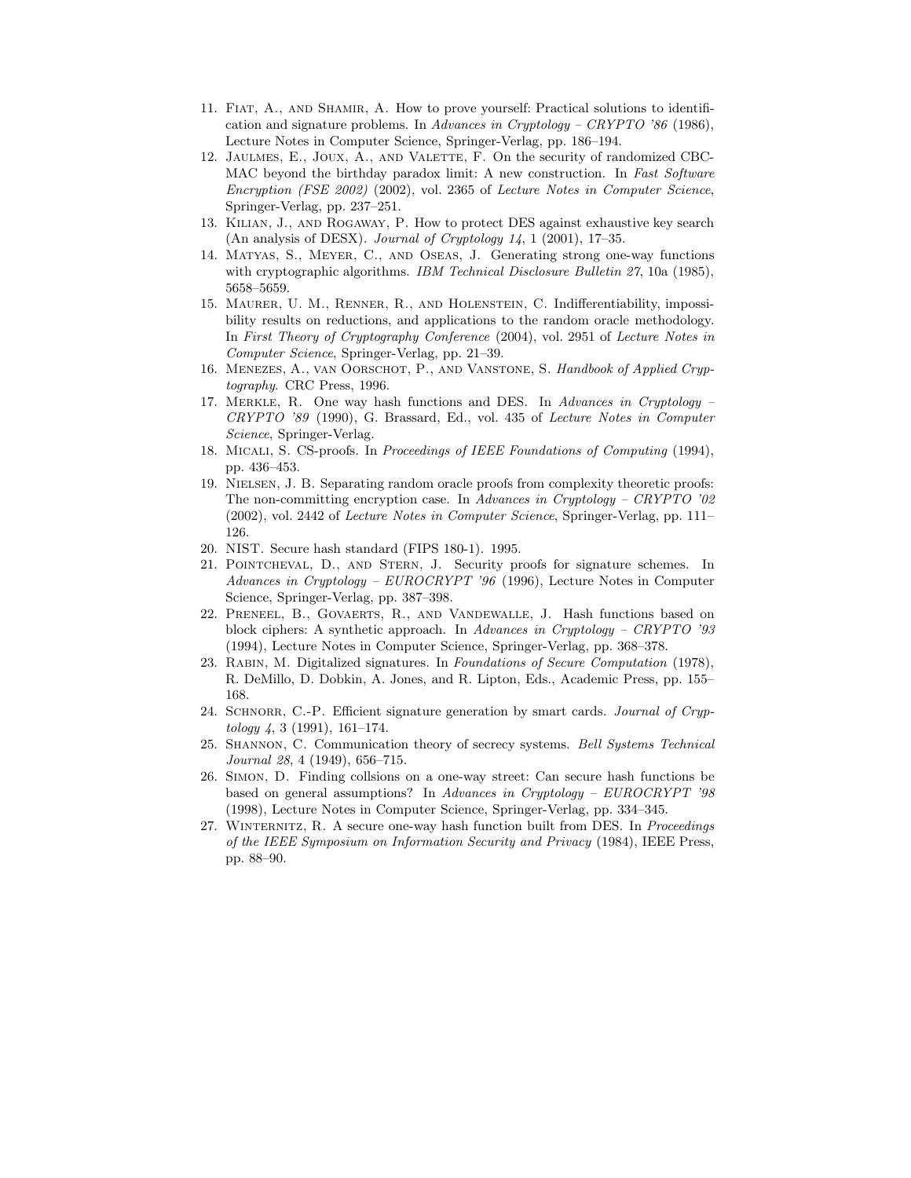11. Fiat, A., and Shamir, A. How to prove yourself: Practical solutions to identification and signature problems. In *Advances in Cryptology – CRYPTO '86* (1986), Lecture Notes in Computer Science, Springer-Verlag, pp. 186–194.
12. Jaulmes, E., Joux, A., and Valette, F. On the security of randomized CBC-MAC beyond the birthday paradox limit: A new construction. In *Fast Software Encryption (FSE 2002)* (2002), vol. 2365 of *Lecture Notes in Computer Science*, Springer-Verlag, pp. 237–251.
13. Kilian, J., and Rogaway, P. How to protect DES against exhaustive key search (An analysis of DESX). *Journal of Cryptology 14*, 1 (2001), 17–35.
14. Matyas, S., Meyer, C., and Oseas, J. Generating strong one-way functions with cryptographic algorithms. *IBM Technical Disclosure Bulletin 27*, 10a (1985), 5658–5659.
15. Maurer, U. M., Renner, R., and Holenstein, C. Indifferentiability, impossibility results on reductions, and applications to the random oracle methodology. In *First Theory of Cryptography Conference* (2004), vol. 2951 of *Lecture Notes in Computer Science*, Springer-Verlag, pp. 21–39.
16. Menezes, A., van Oorschot, P., and Vanstone, S. *Handbook of Applied Cryptography*. CRC Press, 1996.
17. Merkle, R. One way hash functions and DES. In *Advances in Cryptology – CRYPTO '89* (1990), G. Brassard, Ed., vol. 435 of *Lecture Notes in Computer Science*, Springer-Verlag.
18. Micali, S. CS-proofs. In *Proceedings of IEEE Foundations of Computing* (1994), pp. 436–453.
19. Nielsen, J. B. Separating random oracle proofs from complexity theoretic proofs: The non-committing encryption case. In *Advances in Cryptology – CRYPTO '02* (2002), vol. 2442 of *Lecture Notes in Computer Science*, Springer-Verlag, pp. 111–126.
20. NIST. Secure hash standard (FIPS 180-1). 1995.
21. Pointcheval, D., and Stern, J. Security proofs for signature schemes. In *Advances in Cryptology – EUROCRYPT '96* (1996), Lecture Notes in Computer Science, Springer-Verlag, pp. 387–398.
22. Preneel, B., Govaerts, R., and Vandewalle, J. Hash functions based on block ciphers: A synthetic approach. In *Advances in Cryptology – CRYPTO '93* (1994), Lecture Notes in Computer Science, Springer-Verlag, pp. 368–378.
23. Rabin, M. Digitalized signatures. In *Foundations of Secure Computation* (1978), R. DeMillo, D. Dobkin, A. Jones, and R. Lipton, Eds., Academic Press, pp. 155–168.
24. Schnorr, C.-P. Efficient signature generation by smart cards. *Journal of Cryptology 4*, 3 (1991), 161–174.
25. Shannon, C. Communication theory of secrecy systems. *Bell Systems Technical Journal 28*, 4 (1949), 656–715.
26. Simon, D. Finding collsions on a one-way street: Can secure hash functions be based on general assumptions? In *Advances in Cryptology – EUROCRYPT '98* (1998), Lecture Notes in Computer Science, Springer-Verlag, pp. 334–345.
27. Winternitz, R. A secure one-way hash function built from DES. In *Proceedings of the IEEE Symposium on Information Security and Privacy* (1984), IEEE Press, pp. 88–90.